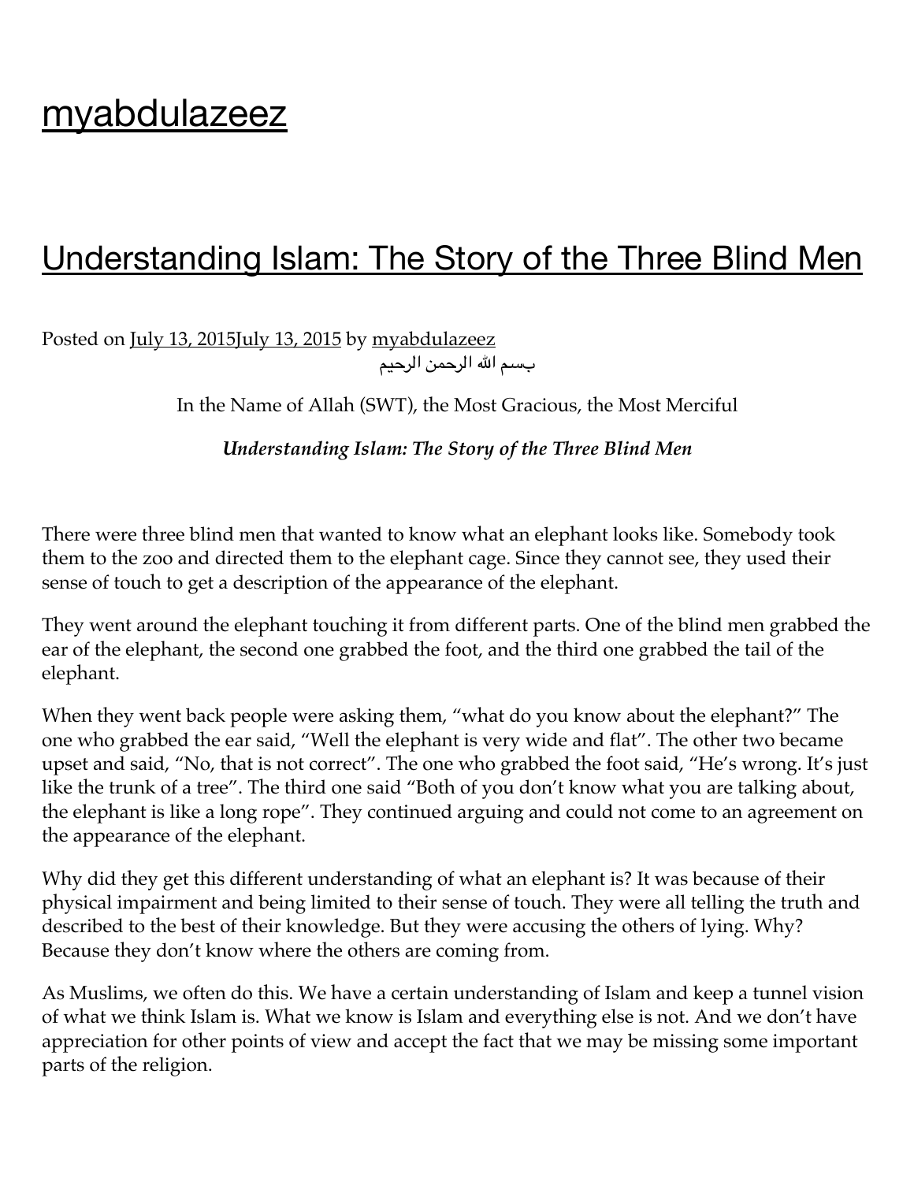# myabdulazeez

## Understanding Islam: The Story of the Three Blind Men

Posted on July 13, 2015July 13, 2015 by myabdulazeez

بسم الله الرحمن الرحيم

In the Name of Allah (SWT), the Most Gracious, the Most Merciful

***Understanding Islam: The Story of the Three Blind Men***

There were three blind men that wanted to know what an elephant looks like. Somebody took them to the zoo and directed them to the elephant cage. Since they cannot see, they used their sense of touch to get a description of the appearance of the elephant.

They went around the elephant touching it from different parts. One of the blind men grabbed the ear of the elephant, the second one grabbed the foot, and the third one grabbed the tail of the elephant.

When they went back people were asking them, "what do you know about the elephant?" The one who grabbed the ear said, "Well the elephant is very wide and flat". The other two became upset and said, "No, that is not correct". The one who grabbed the foot said, "He's wrong. It's just like the trunk of a tree". The third one said "Both of you don't know what you are talking about, the elephant is like a long rope". They continued arguing and could not come to an agreement on the appearance of the elephant.

Why did they get this different understanding of what an elephant is? It was because of their physical impairment and being limited to their sense of touch. They were all telling the truth and described to the best of their knowledge. But they were accusing the others of lying. Why? Because they don't know where the others are coming from.

As Muslims, we often do this. We have a certain understanding of Islam and keep a tunnel vision of what we think Islam is. What we know is Islam and everything else is not. And we don't have appreciation for other points of view and accept the fact that we may be missing some important parts of the religion.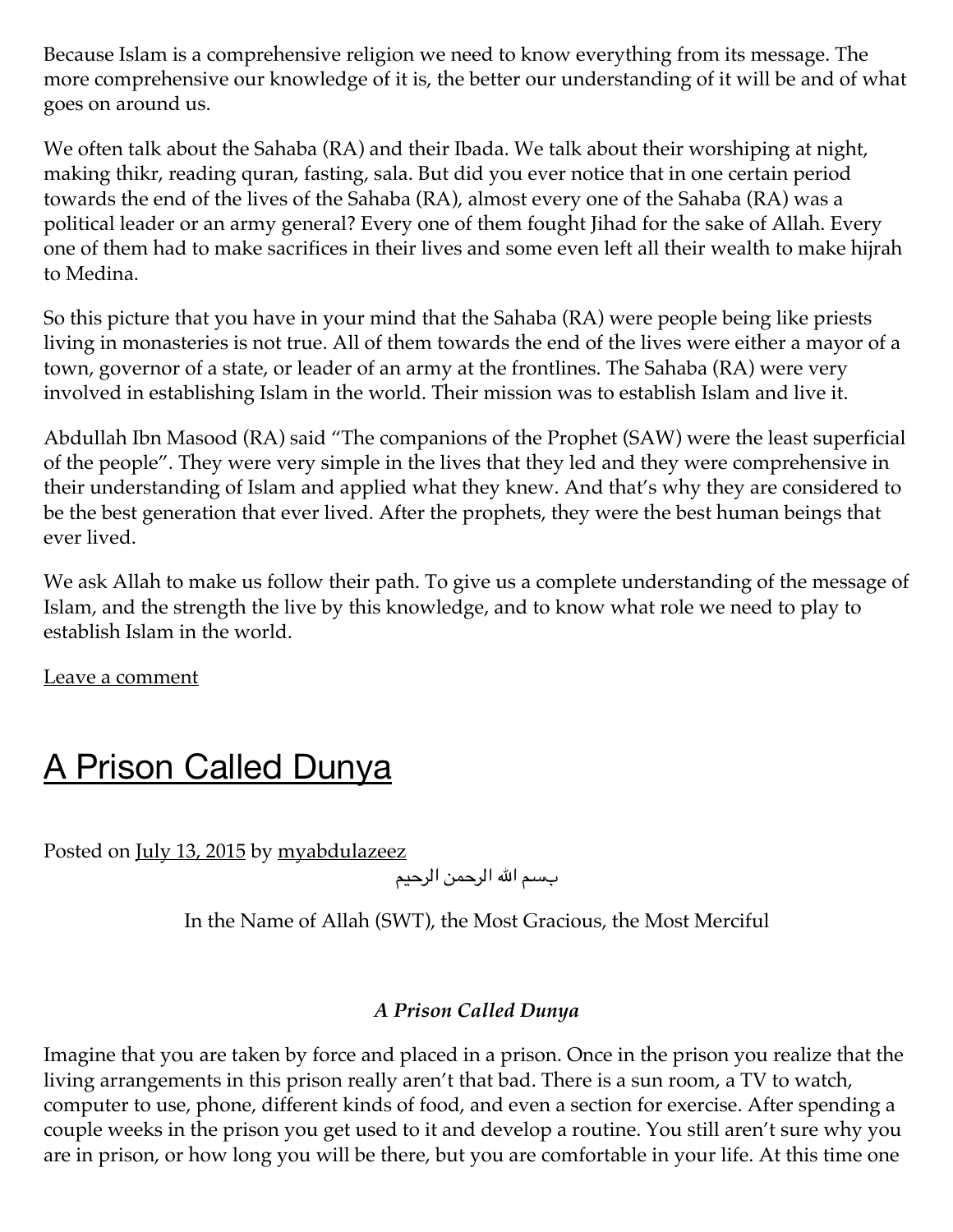Because Islam is a comprehensive religion we need to know everything from its message. The more comprehensive our knowledge of it is, the better our understanding of it will be and of what goes on around us.

We often talk about the Sahaba (RA) and their Ibada. We talk about their worshiping at night, making thikr, reading quran, fasting, sala. But did you ever notice that in one certain period towards the end of the lives of the Sahaba (RA), almost every one of the Sahaba (RA) was a political leader or an army general? Every one of them fought Jihad for the sake of Allah. Every one of them had to make sacrifices in their lives and some even left all their wealth to make hijrah to Medina.

So this picture that you have in your mind that the Sahaba (RA) were people being like priests living in monasteries is not true. All of them towards the end of the lives were either a mayor of a town, governor of a state, or leader of an army at the frontlines. The Sahaba (RA) were very involved in establishing Islam in the world. Their mission was to establish Islam and live it.

Abdullah Ibn Masood (RA) said "The companions of the Prophet (SAW) were the least superficial of the people". They were very simple in the lives that they led and they were comprehensive in their understanding of Islam and applied what they knew. And that's why they are considered to be the best generation that ever lived. After the prophets, they were the best human beings that ever lived.

We ask Allah to make us follow their path. To give us a complete understanding of the message of Islam, and the strength the live by this knowledge, and to know what role we need to play to establish Islam in the world.

Leave a comment

# A Prison Called Dunya

Posted on July 13, 2015 by myabdulazeez

بسم الله الرحمن الرحيم

In the Name of Allah (SWT), the Most Gracious, the Most Merciful

***A Prison Called Dunya***

Imagine that you are taken by force and placed in a prison. Once in the prison you realize that the living arrangements in this prison really aren't that bad. There is a sun room, a TV to watch, computer to use, phone, different kinds of food, and even a section for exercise. After spending a couple weeks in the prison you get used to it and develop a routine. You still aren't sure why you are in prison, or how long you will be there, but you are comfortable in your life. At this time one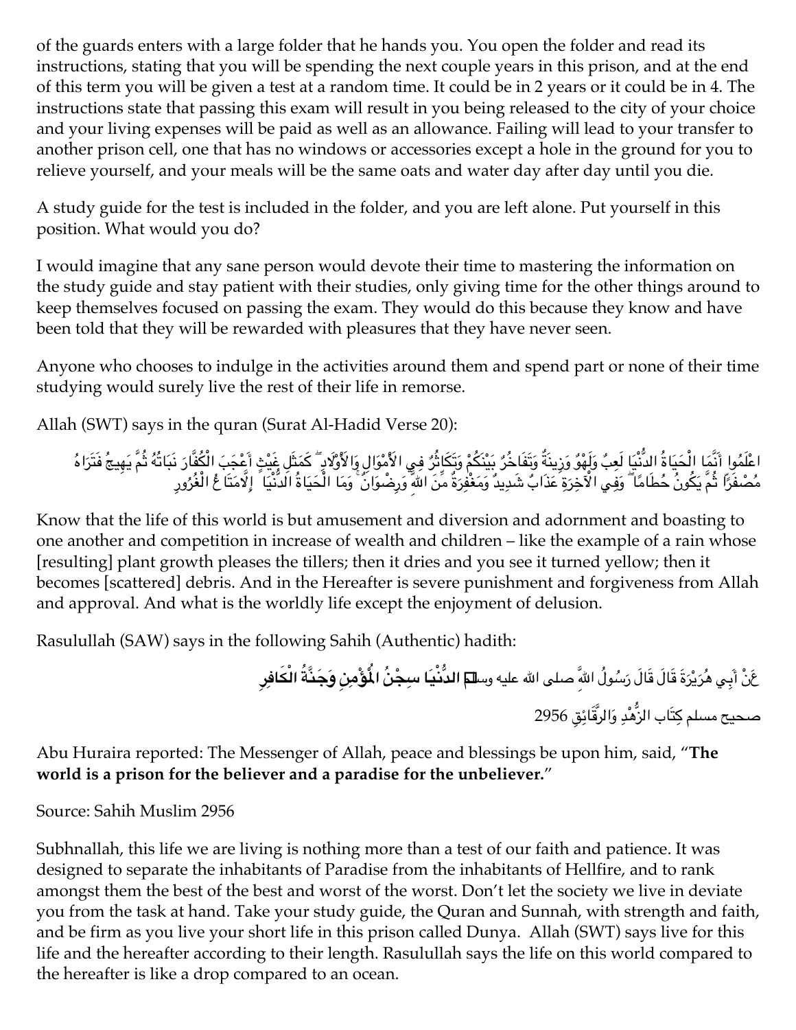of the guards enters with a large folder that he hands you. You open the folder and read its instructions, stating that you will be spending the next couple years in this prison, and at the end of this term you will be given a test at a random time. It could be in 2 years or it could be in 4. The instructions state that passing this exam will result in you being released to the city of your choice and your living expenses will be paid as well as an allowance. Failing will lead to your transfer to another prison cell, one that has no windows or accessories except a hole in the ground for you to relieve yourself, and your meals will be the same oats and water day after day until you die.

A study guide for the test is included in the folder, and you are left alone. Put yourself in this position. What would you do?

I would imagine that any sane person would devote their time to mastering the information on the study guide and stay patient with their studies, only giving time for the other things around to keep themselves focused on passing the exam. They would do this because they know and have been told that they will be rewarded with pleasures that they have never seen.

Anyone who chooses to indulge in the activities around them and spend part or none of their time studying would surely live the rest of their life in remorse.

Allah (SWT) says in the quran (Surat Al-Hadid Verse 20):

اعْلَمُوا أَنَّمَا الْحَيَاةُ الدُّنْيَا لَعِبٌ وَلَهْوٌ وَزِينَةٌ وَتَفَاخُرٌ بَيْنَكُمْ وَتَكَاثُرٌ فِي الْأَمْوَالِ وَالْأَوْلَادِ ۖ كَمَثَلِ غَيْثٍ أَعْجَبَ الْكُفَّارَ نَبَاتُهُ ثُمَّ يَهِيجُ فَتَرَاهُ مُصْفَرًّا ثُمَّ يَكُونُ حُطَامًا ۖ وَفِي الْآخِرَةِ عَذَابٌ شَدِيدٌ وَمَغْفِرَةٌ مِّنَ اللَّهِ وَرِضْوَانٌ ۚ وَمَا الْحَيَاةُ الدُّنْيَا إِلَّا مَتَاعُ الْغُرُورِ

Know that the life of this world is but amusement and diversion and adornment and boasting to one another and competition in increase of wealth and children – like the example of a rain whose [resulting] plant growth pleases the tillers; then it dries and you see it turned yellow; then it becomes [scattered] debris. And in the Hereafter is severe punishment and forgiveness from Allah and approval. And what is the worldly life except the enjoyment of delusion.

Rasulullah (SAW) says in the following Sahih (Authentic) hadith:

عَنْ أَبِي هُرَيْرَةَ قَالَ قَالَ رَسُولُ اللَّهِ صلى الله عليه وسلم **الدُّنْيَا سِجْنُ الْمُؤْمِنِ وَجَنَّةُ الْكَافِرِ**

صحيح مسلم كِتَاب الزُّهْدِ وَالرَّقَائِقِ 2956

Abu Huraira reported: The Messenger of Allah, peace and blessings be upon him, said, "**The world is a prison for the believer and a paradise for the unbeliever.**"

Source: Sahih Muslim 2956

Subhnallah, this life we are living is nothing more than a test of our faith and patience. It was designed to separate the inhabitants of Paradise from the inhabitants of Hellfire, and to rank amongst them the best of the best and worst of the worst. Don't let the society we live in deviate you from the task at hand. Take your study guide, the Quran and Sunnah, with strength and faith, and be firm as you live your short life in this prison called Dunya. Allah (SWT) says live for this life and the hereafter according to their length. Rasulullah says the life on this world compared to the hereafter is like a drop compared to an ocean.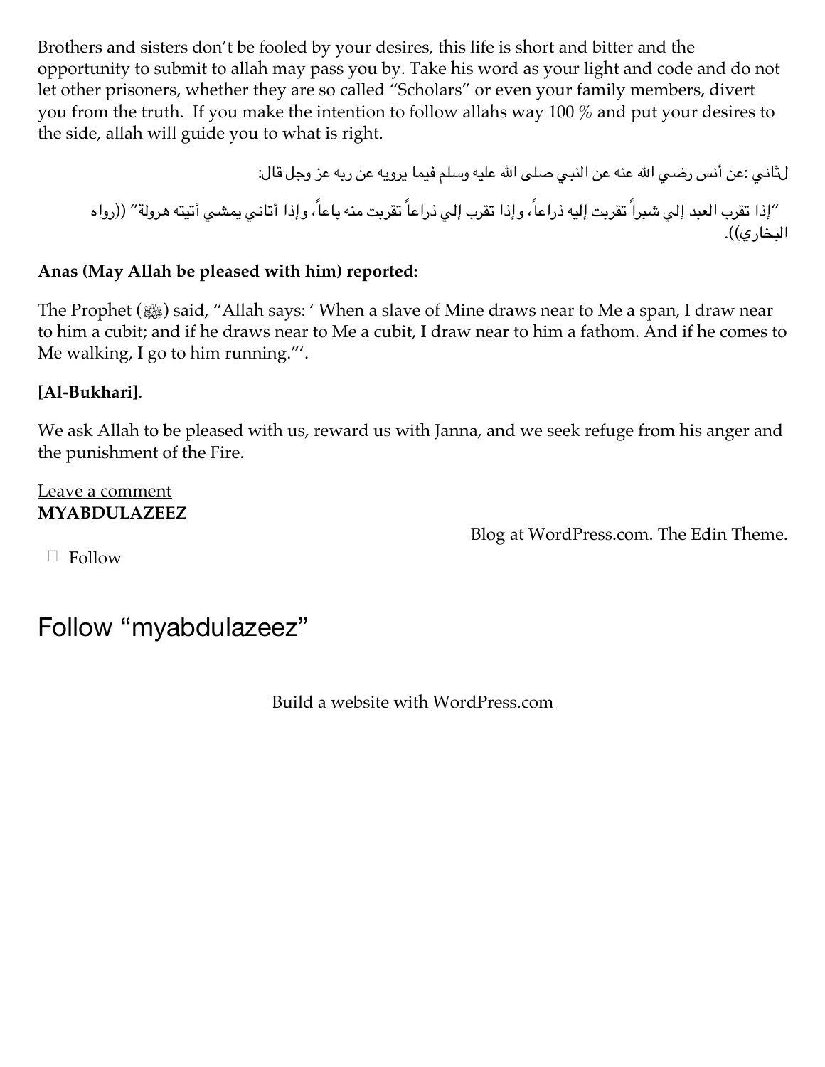Brothers and sisters don't be fooled by your desires, this life is short and bitter and the opportunity to submit to allah may pass you by. Take his word as your light and code and do not let other prisoners, whether they are so called "Scholars" or even your family members, divert you from the truth.  If you make the intention to follow allahs way 100 % and put your desires to the side, allah will guide you to what is right.

لثاني :عن أنس رضي الله عنه عن النبي صلى الله عليه وسلم فيما يرويه عن ربه عز وجل قال:

"إذا تقرب العبد إلي شبراً تقربت إليه ذراعاً، وإذا تقرب إلي ذراعاً تقربت منه باعاً، وإذا أتاني يمشي أتيته هرولة" ((رواه البخاري)).

**Anas (May Allah be pleased with him) reported:**

The Prophet (ﷺ) said, "Allah says: ' When a slave of Mine draws near to Me a span, I draw near to him a cubit; and if he draws near to Me a cubit, I draw near to him a fathom. And if he comes to Me walking, I go to him running."'.

**[Al-Bukhari]**.

We ask Allah to be pleased with us, reward us with Janna, and we seek refuge from his anger and the punishment of the Fire.

Leave a comment
**MYABDULAZEEZ**

Blog at WordPress.com. The Edin Theme.

Follow

## Follow "myabdulazeez"

Build a website with WordPress.com